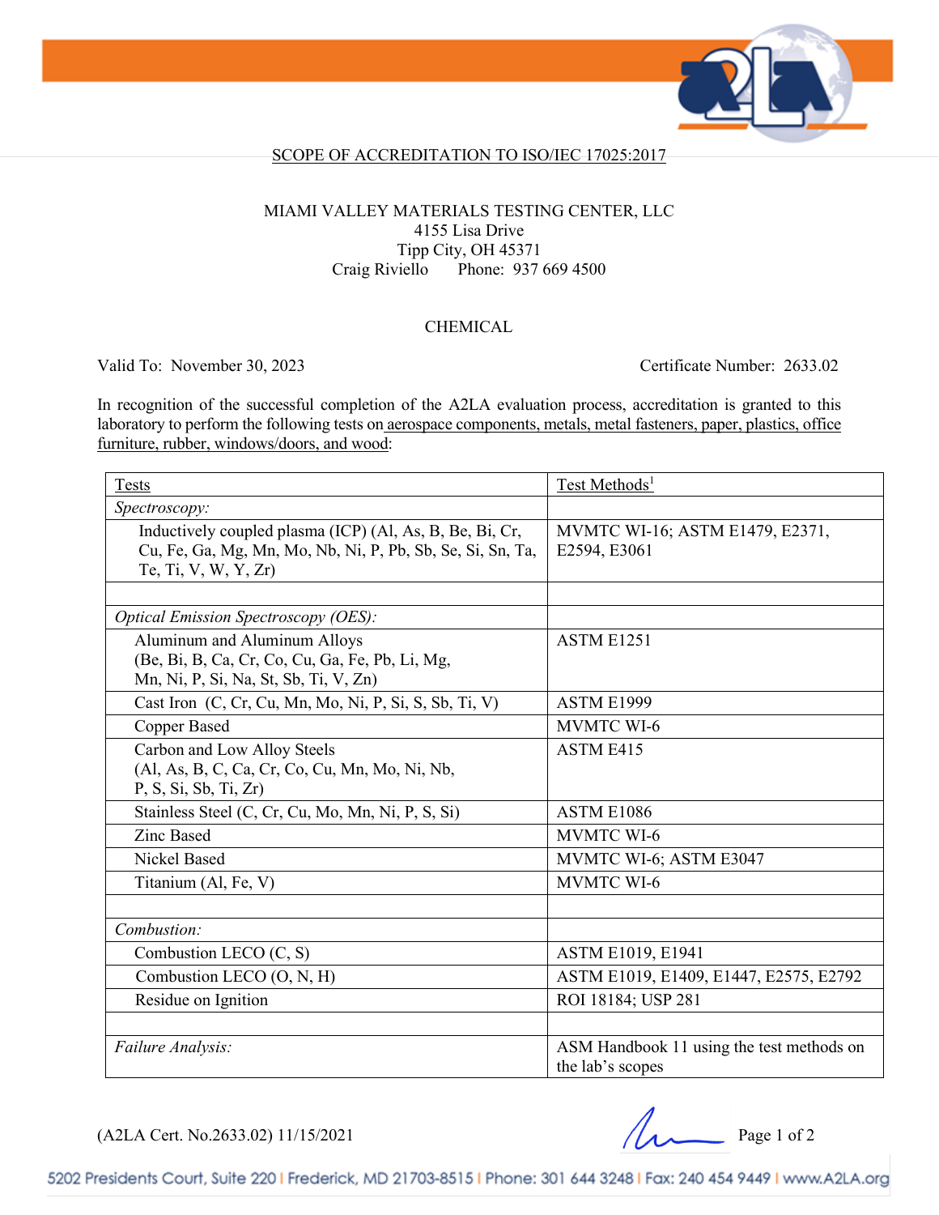# SCOPE OF ACCREDITATION TO ISO/IEC 17025:2017

MIAMI VALLEY MATERIALS TESTING CENTER, LLC
4155 Lisa Drive
Tipp City, OH 45371
Craig Riviello    Phone: 937 669 4500

## CHEMICAL

Valid To: November 30, 2023    Certificate Number: 2633.02

In recognition of the successful completion of the A2LA evaluation process, accreditation is granted to this laboratory to perform the following tests on aerospace components, metals, metal fasteners, paper, plastics, office furniture, rubber, windows/doors, and wood:

| Tests | Test Methods[1] |
|---|---|
| *Spectroscopy:* | |
| Inductively coupled plasma (ICP) (Al, As, B, Be, Bi, Cr, Cu, Fe, Ga, Mg, Mn, Mo, Nb, Ni, P, Pb, Sb, Se, Si, Sn, Ta, Te, Ti, V, W, Y, Zr) | MVMTC WI-16; ASTM E1479, E2371, E2594, E3061 |
| | |
| *Optical Emission Spectroscopy (OES):* | |
| Aluminum and Aluminum Alloys (Be, Bi, B, Ca, Cr, Co, Cu, Ga, Fe, Pb, Li, Mg, Mn, Ni, P, Si, Na, St, Sb, Ti, V, Zn) | ASTM E1251 |
| Cast Iron (C, Cr, Cu, Mn, Mo, Ni, P, Si, S, Sb, Ti, V) | ASTM E1999 |
| Copper Based | MVMTC WI-6 |
| Carbon and Low Alloy Steels (Al, As, B, C, Ca, Cr, Co, Cu, Mn, Mo, Ni, Nb, P, S, Si, Sb, Ti, Zr) | ASTM E415 |
| Stainless Steel (C, Cr, Cu, Mo, Mn, Ni, P, S, Si) | ASTM E1086 |
| Zinc Based | MVMTC WI-6 |
| Nickel Based | MVMTC WI-6; ASTM E3047 |
| Titanium (Al, Fe, V) | MVMTC WI-6 |
| | |
| *Combustion:* | |
| Combustion LECO (C, S) | ASTM E1019, E1941 |
| Combustion LECO (O, N, H) | ASTM E1019, E1409, E1447, E2575, E2792 |
| Residue on Ignition | ROI 18184; USP 281 |
| | |
| *Failure Analysis:* | ASM Handbook 11 using the test methods on the lab's scopes |

(A2LA Cert. No.2633.02) 11/15/2021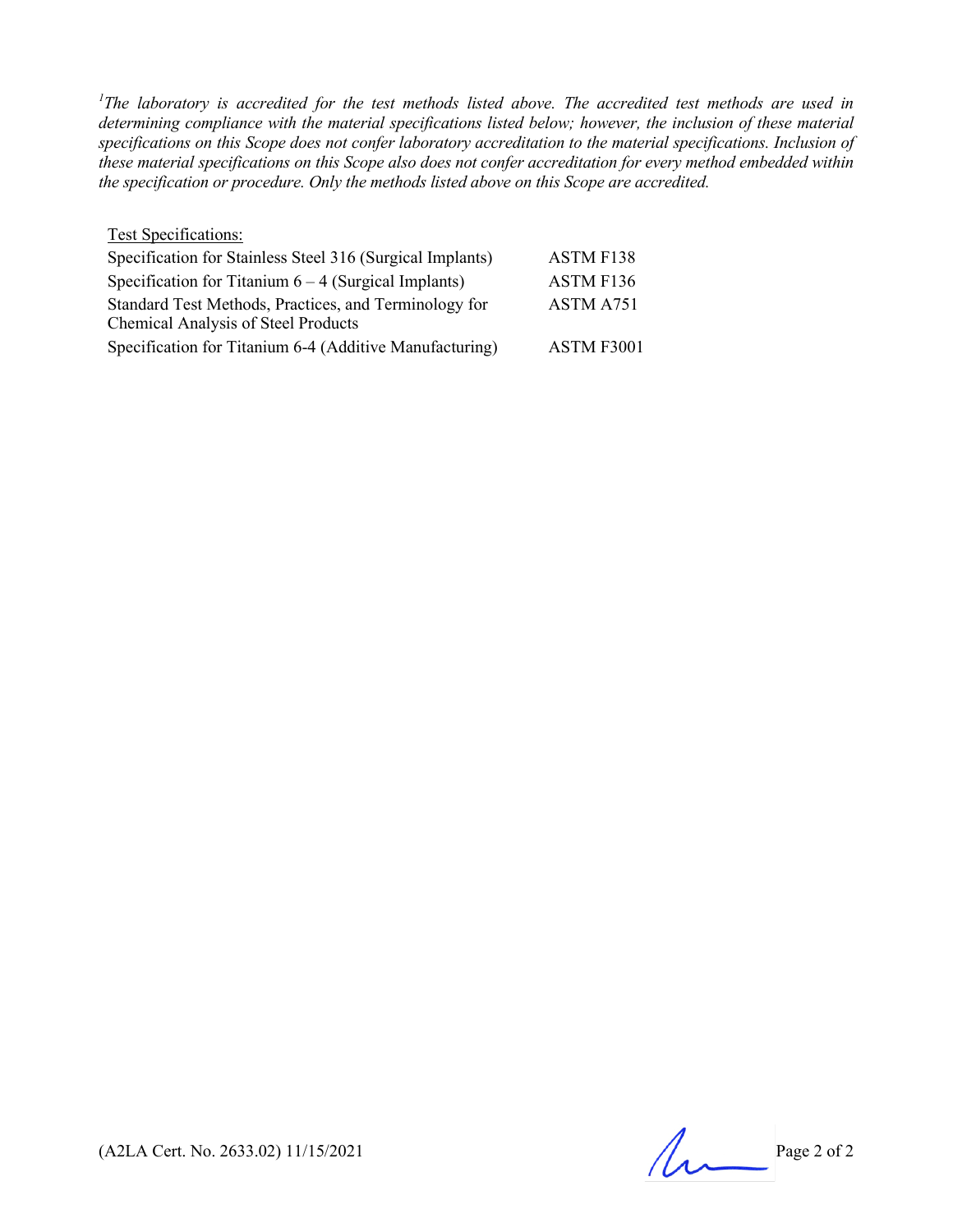[1]*The laboratory is accredited for the test methods listed above. The accredited test methods are used in determining compliance with the material specifications listed below; however, the inclusion of these material specifications on this Scope does not confer laboratory accreditation to the material specifications. Inclusion of these material specifications on this Scope also does not confer accreditation for every method embedded within the specification or procedure. Only the methods listed above on this Scope are accredited.*

Test Specifications:

| | |
|---|---|
| Specification for Stainless Steel 316 (Surgical Implants) | ASTM F138 |
| Specification for Titanium 6 – 4 (Surgical Implants) | ASTM F136 |
| Standard Test Methods, Practices, and Terminology for Chemical Analysis of Steel Products | ASTM A751 |
| Specification for Titanium 6-4 (Additive Manufacturing) | ASTM F3001 |

(A2LA Cert. No. 2633.02) 11/15/2021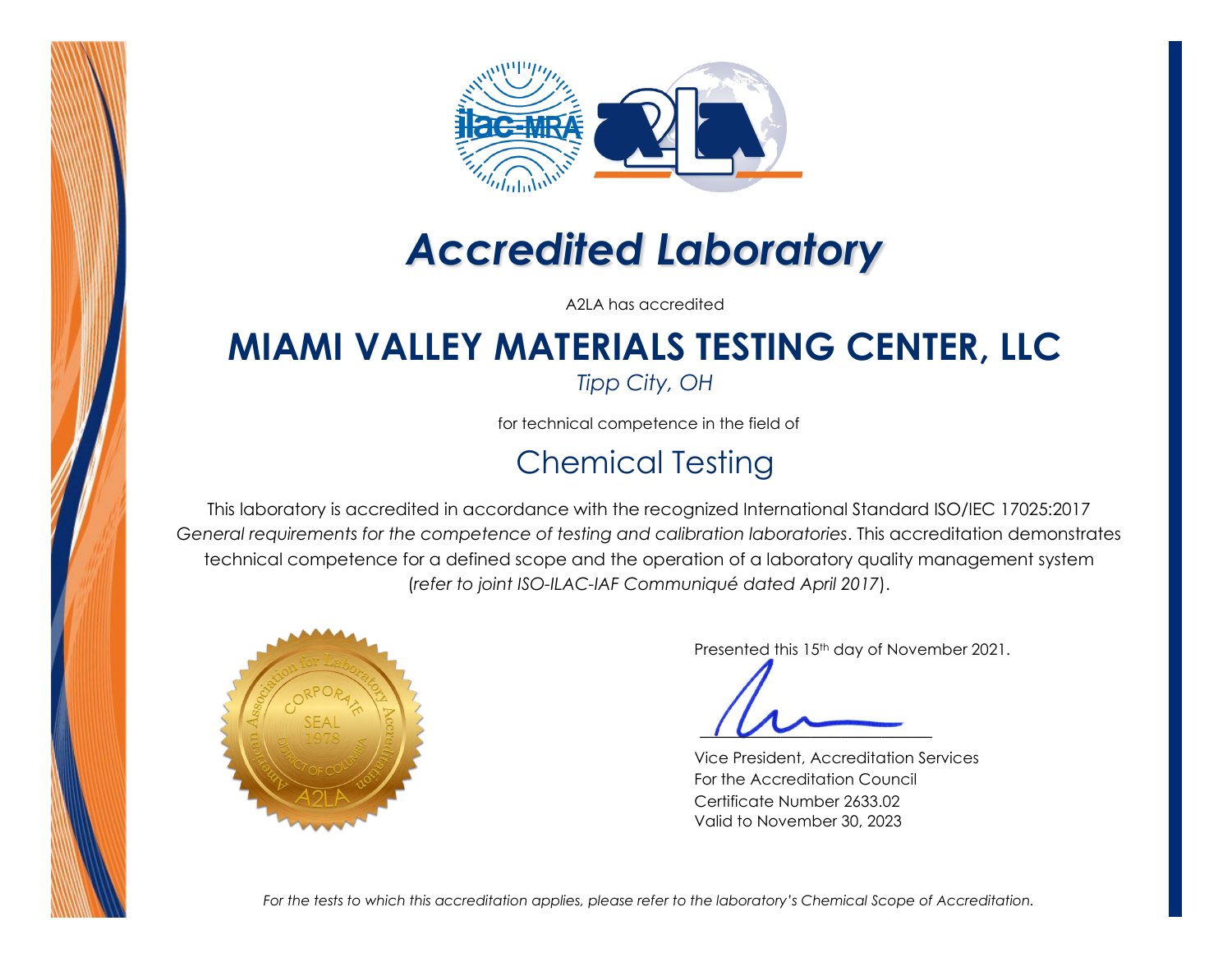# *Accredited Laboratory*

A2LA has accredited

## MIAMI VALLEY MATERIALS TESTING CENTER, LLC

*Tipp City, OH*

for technical competence in the field of

## Chemical Testing

This laboratory is accredited in accordance with the recognized International Standard ISO/IEC 17025:2017 *General requirements for the competence of testing and calibration laboratories*. This accreditation demonstrates technical competence for a defined scope and the operation of a laboratory quality management system (*refer to joint ISO-ILAC-IAF Communiqué dated April 2017*).

Presented this 15th day of November 2021.

Vice President, Accreditation Services
For the Accreditation Council
Certificate Number 2633.02
Valid to November 30, 2023

*For the tests to which this accreditation applies, please refer to the laboratory's Chemical Scope of Accreditation.*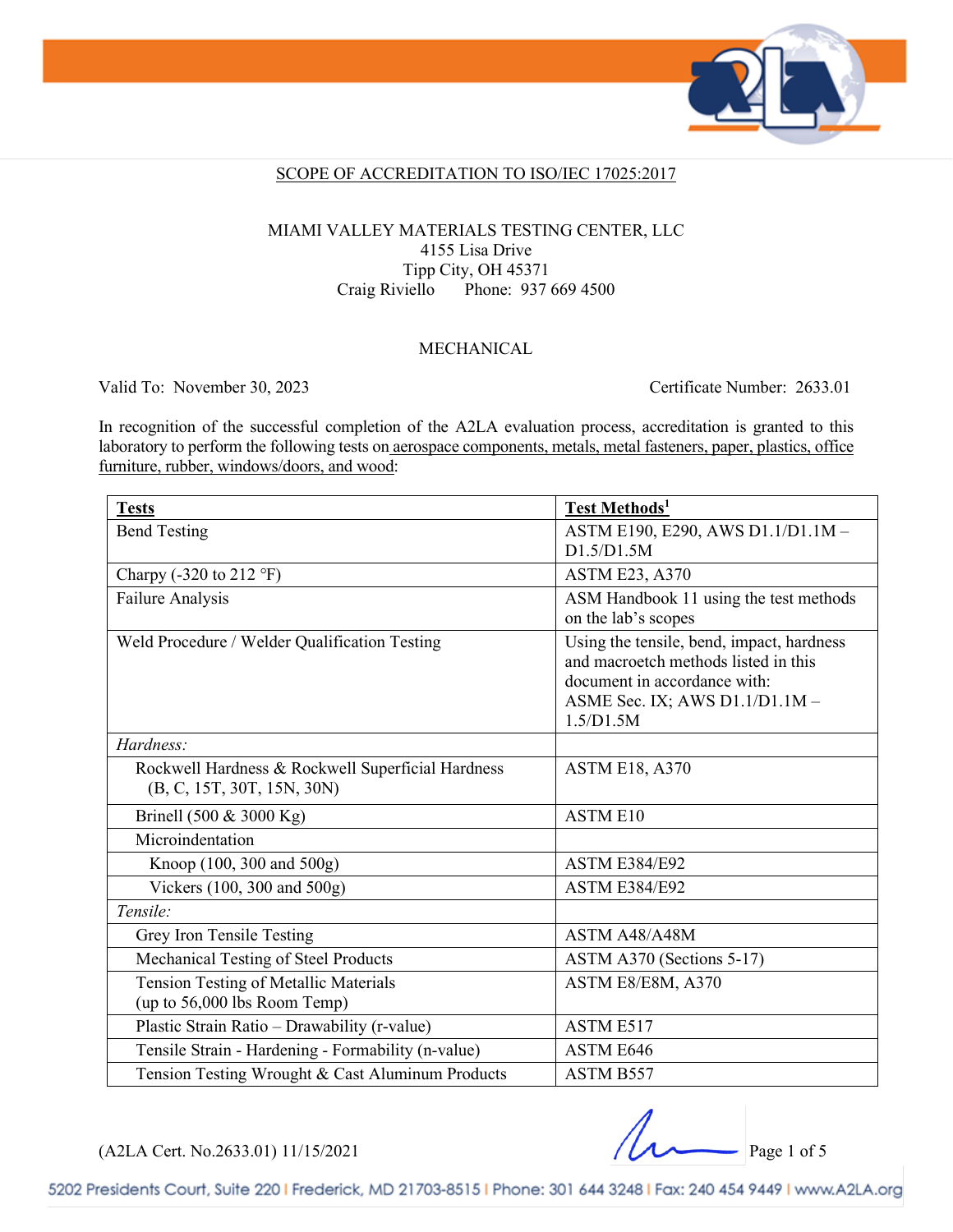## SCOPE OF ACCREDITATION TO ISO/IEC 17025:2017

MIAMI VALLEY MATERIALS TESTING CENTER, LLC
4155 Lisa Drive
Tipp City, OH 45371
Craig Riviello Phone: 937 669 4500

MECHANICAL

Valid To: November 30, 2023 Certificate Number: 2633.01

In recognition of the successful completion of the A2LA evaluation process, accreditation is granted to this laboratory to perform the following tests on aerospace components, metals, metal fasteners, paper, plastics, office furniture, rubber, windows/doors, and wood:

| **Tests** | **Test Methods**[1] |
|---|---|
| Bend Testing | ASTM E190, E290, AWS D1.1/D1.1M – D1.5/D1.5M |
| Charpy (-320 to 212 °F) | ASTM E23, A370 |
| Failure Analysis | ASM Handbook 11 using the test methods on the lab's scopes |
| Weld Procedure / Welder Qualification Testing | Using the tensile, bend, impact, hardness and macroetch methods listed in this document in accordance with: ASME Sec. IX; AWS D1.1/D1.1M – 1.5/D1.5M |
| *Hardness:* | |
| Rockwell Hardness & Rockwell Superficial Hardness (B, C, 15T, 30T, 15N, 30N) | ASTM E18, A370 |
| Brinell (500 & 3000 Kg) | ASTM E10 |
| Microindentation | |
| Knoop (100, 300 and 500g) | ASTM E384/E92 |
| Vickers (100, 300 and 500g) | ASTM E384/E92 |
| *Tensile:* | |
| Grey Iron Tensile Testing | ASTM A48/A48M |
| Mechanical Testing of Steel Products | ASTM A370 (Sections 5-17) |
| Tension Testing of Metallic Materials (up to 56,000 lbs Room Temp) | ASTM E8/E8M, A370 |
| Plastic Strain Ratio – Drawability (r-value) | ASTM E517 |
| Tensile Strain - Hardening - Formability (n-value) | ASTM E646 |
| Tension Testing Wrought & Cast Aluminum Products | ASTM B557 |

(A2LA Cert. No.2633.01) 11/15/2021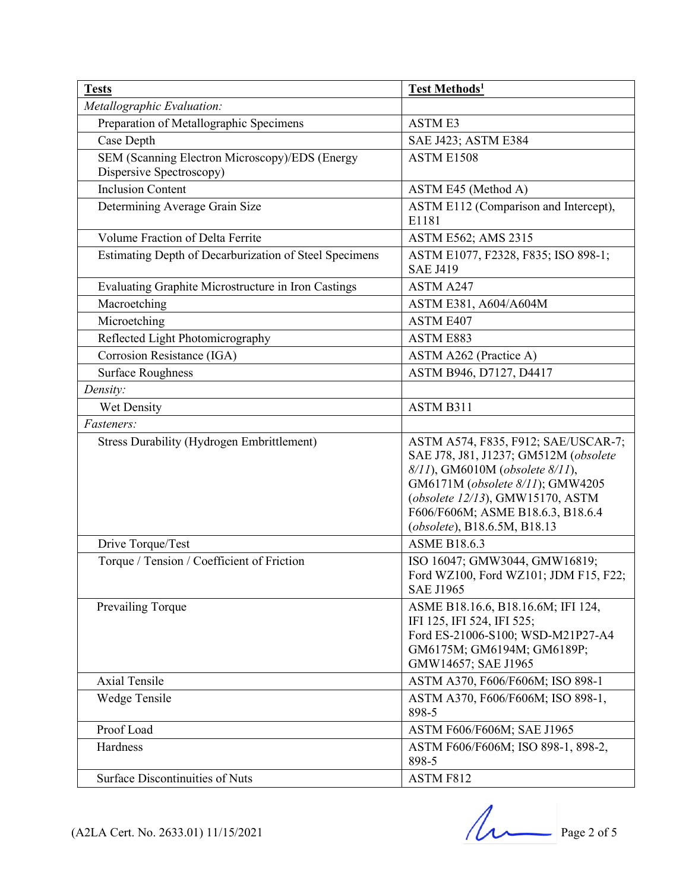| Tests | Test Methods[1] |
|---|---|
| *Metallographic Evaluation:* | |
| Preparation of Metallographic Specimens | ASTM E3 |
| Case Depth | SAE J423; ASTM E384 |
| SEM (Scanning Electron Microscopy)/EDS (Energy Dispersive Spectroscopy) | ASTM E1508 |
| Inclusion Content | ASTM E45 (Method A) |
| Determining Average Grain Size | ASTM E112 (Comparison and Intercept), E1181 |
| Volume Fraction of Delta Ferrite | ASTM E562; AMS 2315 |
| Estimating Depth of Decarburization of Steel Specimens | ASTM E1077, F2328, F835; ISO 898-1; SAE J419 |
| Evaluating Graphite Microstructure in Iron Castings | ASTM A247 |
| Macroetching | ASTM E381, A604/A604M |
| Microetching | ASTM E407 |
| Reflected Light Photomicrography | ASTM E883 |
| Corrosion Resistance (IGA) | ASTM A262 (Practice A) |
| Surface Roughness | ASTM B946, D7127, D4417 |
| *Density:* | |
| Wet Density | ASTM B311 |
| *Fasteners:* | |
| Stress Durability (Hydrogen Embrittlement) | ASTM A574, F835, F912; SAE/USCAR-7; SAE J78, J81, J1237; GM512M (*obsolete 8/11*), GM6010M (*obsolete 8/11*), GM6171M (*obsolete 8/11*); GMW4205 (*obsolete 12/13*), GMW15170, ASTM F606/F606M; ASME B18.6.3, B18.6.4 (*obsolete*), B18.6.5M, B18.13 |
| Drive Torque/Test | ASME B18.6.3 |
| Torque / Tension / Coefficient of Friction | ISO 16047; GMW3044, GMW16819; Ford WZ100, Ford WZ101; JDM F15, F22; SAE J1965 |
| Prevailing Torque | ASME B18.16.6, B18.16.6M; IFI 124, IFI 125, IFI 524, IFI 525; Ford ES-21006-S100; WSD-M21P27-A4 GM6175M; GM6194M; GM6189P; GMW14657; SAE J1965 |
| Axial Tensile | ASTM A370, F606/F606M; ISO 898-1 |
| Wedge Tensile | ASTM A370, F606/F606M; ISO 898-1, 898-5 |
| Proof Load | ASTM F606/F606M; SAE J1965 |
| Hardness | ASTM F606/F606M; ISO 898-1, 898-2, 898-5 |
| Surface Discontinuities of Nuts | ASTM F812 |

(A2LA Cert. No. 2633.01) 11/15/2021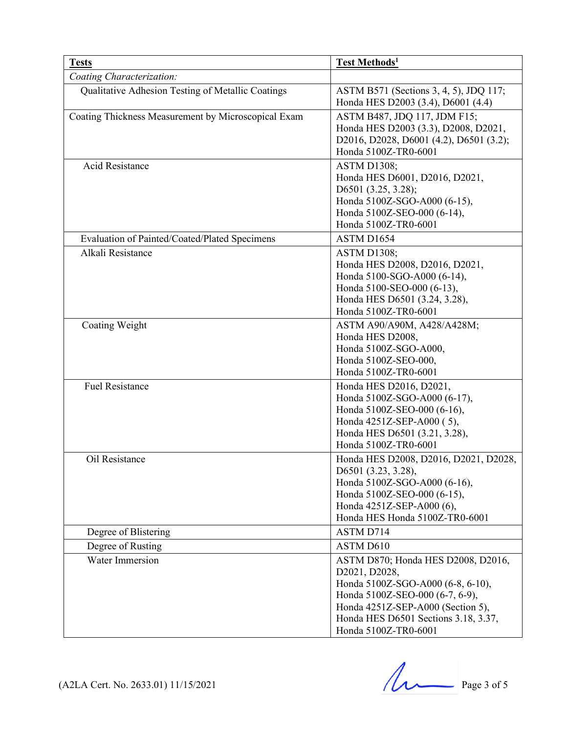| Tests | Test Methods[1] |
|---|---|
| *Coating Characterization:* | |
| Qualitative Adhesion Testing of Metallic Coatings | ASTM B571 (Sections 3, 4, 5), JDQ 117; Honda HES D2003 (3.4), D6001 (4.4) |
| Coating Thickness Measurement by Microscopical Exam | ASTM B487, JDQ 117, JDM F15; Honda HES D2003 (3.3), D2008, D2021, D2016, D2028, D6001 (4.2), D6501 (3.2); Honda 5100Z-TR0-6001 |
| Acid Resistance | ASTM D1308; Honda HES D6001, D2016, D2021, D6501 (3.25, 3.28); Honda 5100Z-SGO-A000 (6-15), Honda 5100Z-SEO-000 (6-14), Honda 5100Z-TR0-6001 |
| Evaluation of Painted/Coated/Plated Specimens | ASTM D1654 |
| Alkali Resistance | ASTM D1308; Honda HES D2008, D2016, D2021, Honda 5100-SGO-A000 (6-14), Honda 5100-SEO-000 (6-13), Honda HES D6501 (3.24, 3.28), Honda 5100Z-TR0-6001 |
| Coating Weight | ASTM A90/A90M, A428/A428M; Honda HES D2008, Honda 5100Z-SGO-A000, Honda 5100Z-SEO-000, Honda 5100Z-TR0-6001 |
| Fuel Resistance | Honda HES D2016, D2021, Honda 5100Z-SGO-A000 (6-17), Honda 5100Z-SEO-000 (6-16), Honda 4251Z-SEP-A000 ( 5), Honda HES D6501 (3.21, 3.28), Honda 5100Z-TR0-6001 |
| Oil Resistance | Honda HES D2008, D2016, D2021, D2028, D6501 (3.23, 3.28), Honda 5100Z-SGO-A000 (6-16), Honda 5100Z-SEO-000 (6-15), Honda 4251Z-SEP-A000 (6), Honda HES Honda 5100Z-TR0-6001 |
| Degree of Blistering | ASTM D714 |
| Degree of Rusting | ASTM D610 |
| Water Immersion | ASTM D870; Honda HES D2008, D2016, D2021, D2028, Honda 5100Z-SGO-A000 (6-8, 6-10), Honda 5100Z-SEO-000 (6-7, 6-9), Honda 4251Z-SEP-A000 (Section 5), Honda HES D6501 Sections 3.18, 3.37, Honda 5100Z-TR0-6001 |

(A2LA Cert. No. 2633.01) 11/15/2021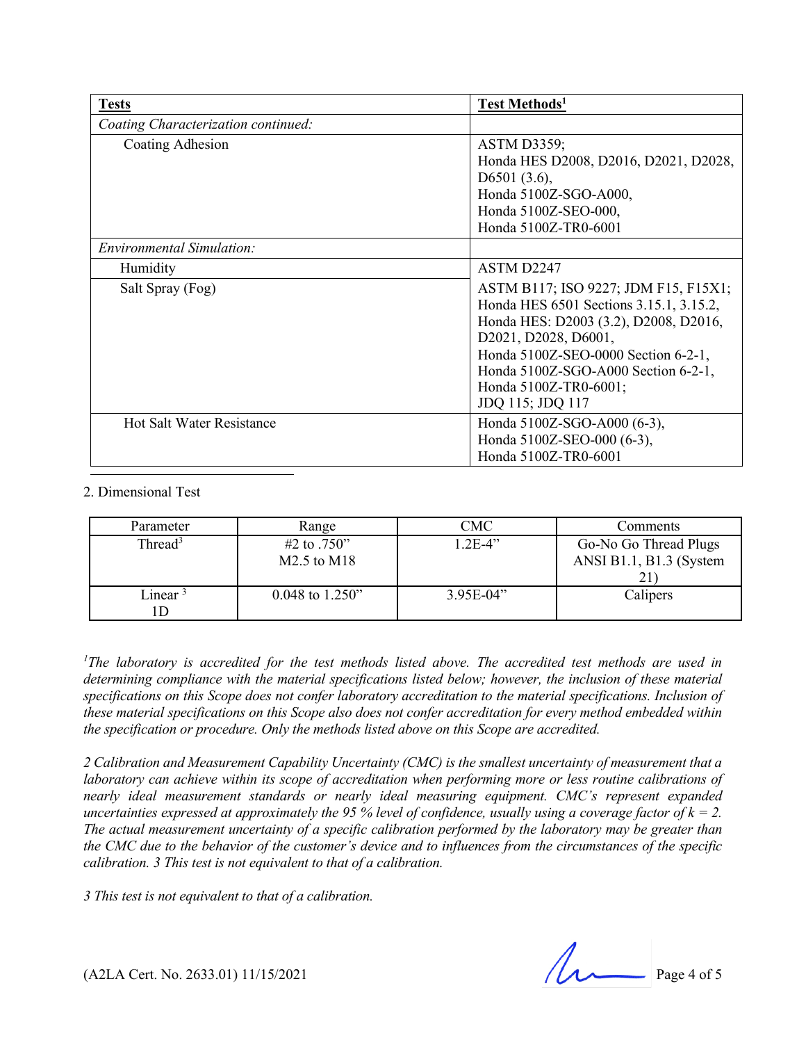| **Tests** | **Test Methods[1]** |
|---|---|
| *Coating Characterization continued:* | |
| Coating Adhesion | ASTM D3359; Honda HES D2008, D2016, D2021, D2028, D6501 (3.6), Honda 5100Z-SGO-A000, Honda 5100Z-SEO-000, Honda 5100Z-TR0-6001 |
| *Environmental Simulation:* | |
| Humidity | ASTM D2247 |
| Salt Spray (Fog) | ASTM B117; ISO 9227; JDM F15, F15X1; Honda HES 6501 Sections 3.15.1, 3.15.2, Honda HES: D2003 (3.2), D2008, D2016, D2021, D2028, D6001, Honda 5100Z-SEO-0000 Section 6-2-1, Honda 5100Z-SGO-A000 Section 6-2-1, Honda 5100Z-TR0-6001; JDQ 115; JDQ 117 |
| Hot Salt Water Resistance | Honda 5100Z-SGO-A000 (6-3), Honda 5100Z-SEO-000 (6-3), Honda 5100Z-TR0-6001 |

2. Dimensional Test

| Parameter | Range | CMC | Comments |
|---|---|---|---|
| Thread[3] | #2 to .750" M2.5 to M18 | 1.2E-4" | Go-No Go Thread Plugs ANSI B1.1, B1.3 (System 21) |
| Linear [3] 1D | 0.048 to 1.250" | 3.95E-04" | Calipers |

*[1]The laboratory is accredited for the test methods listed above. The accredited test methods are used in determining compliance with the material specifications listed below; however, the inclusion of these material specifications on this Scope does not confer laboratory accreditation to the material specifications. Inclusion of these material specifications on this Scope also does not confer accreditation for every method embedded within the specification or procedure. Only the methods listed above on this Scope are accredited.*

*2 Calibration and Measurement Capability Uncertainty (CMC) is the smallest uncertainty of measurement that a laboratory can achieve within its scope of accreditation when performing more or less routine calibrations of nearly ideal measurement standards or nearly ideal measuring equipment. CMC's represent expanded uncertainties expressed at approximately the 95 % level of confidence, usually using a coverage factor of k = 2. The actual measurement uncertainty of a specific calibration performed by the laboratory may be greater than the CMC due to the behavior of the customer's device and to influences from the circumstances of the specific calibration. 3 This test is not equivalent to that of a calibration.*

*3 This test is not equivalent to that of a calibration.*

(A2LA Cert. No. 2633.01) 11/15/2021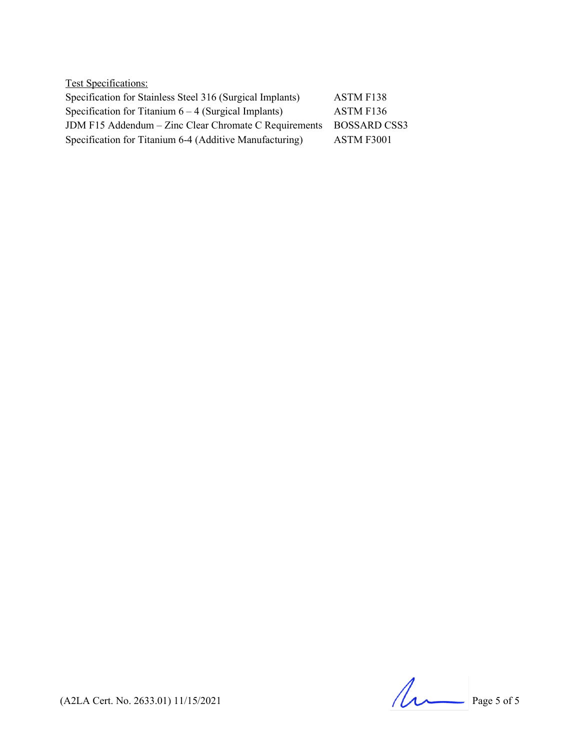<u>Test Specifications:</u>

| | |
|---|---|
| Specification for Stainless Steel 316 (Surgical Implants) | ASTM F138 |
| Specification for Titanium 6 – 4 (Surgical Implants) | ASTM F136 |
| JDM F15 Addendum – Zinc Clear Chromate C Requirements | BOSSARD CSS3 |
| Specification for Titanium 6-4 (Additive Manufacturing) | ASTM F3001 |

(A2LA Cert. No. 2633.01) 11/15/2021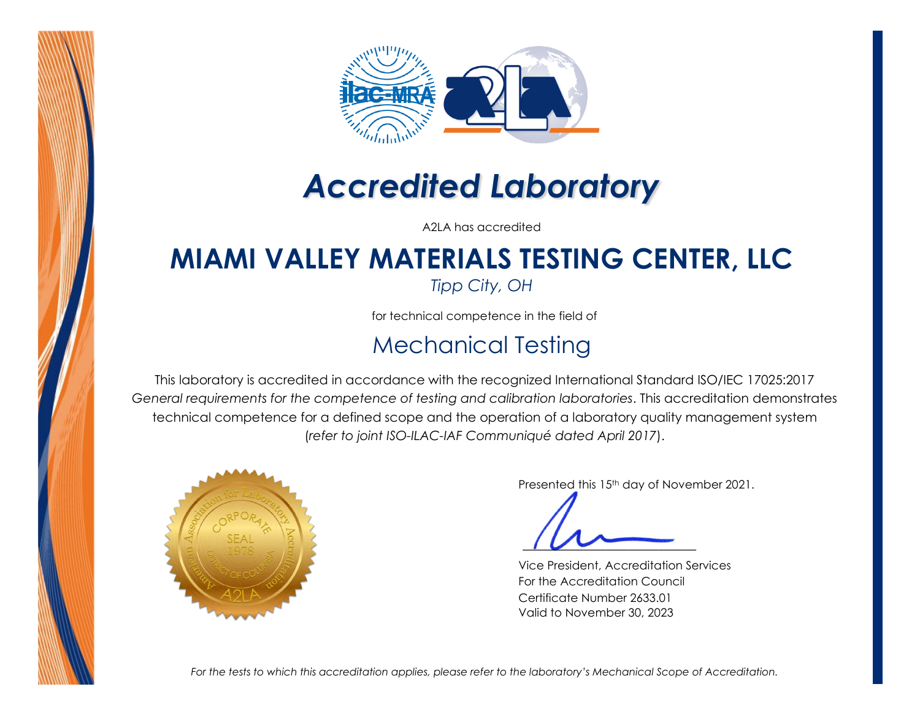# Accredited Laboratory

A2LA has accredited

## MIAMI VALLEY MATERIALS TESTING CENTER, LLC

*Tipp City, OH*

for technical competence in the field of

## Mechanical Testing

This laboratory is accredited in accordance with the recognized International Standard ISO/IEC 17025:2017 *General requirements for the competence of testing and calibration laboratories*. This accreditation demonstrates technical competence for a defined scope and the operation of a laboratory quality management system (*refer to joint ISO-ILAC-IAF Communiqué dated April 2017*).

Presented this 15th day of November 2021.

Vice President, Accreditation Services
For the Accreditation Council
Certificate Number 2633.01
Valid to November 30, 2023

*For the tests to which this accreditation applies, please refer to the laboratory's Mechanical Scope of Accreditation.*